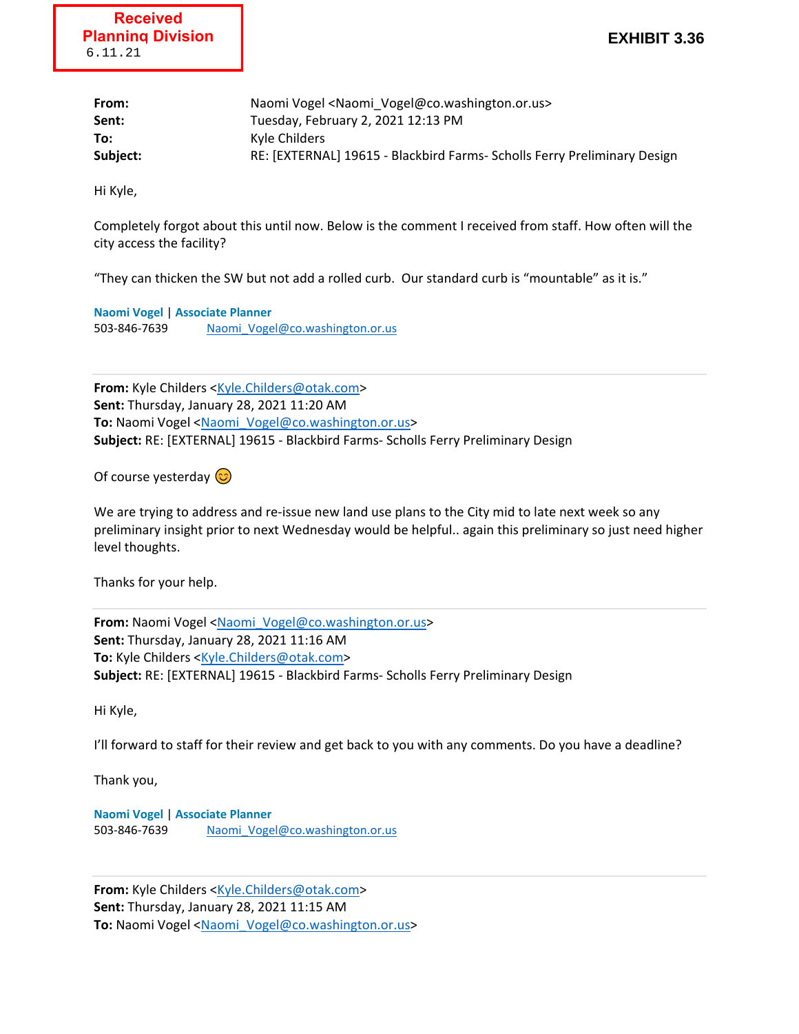**Received**
**Planning Division**
6.11.21

**EXHIBIT 3.36**

**From:** Naomi Vogel <Naomi_Vogel@co.washington.or.us>
**Sent:** Tuesday, February 2, 2021 12:13 PM
**To:** Kyle Childers
**Subject:** RE: [EXTERNAL] 19615 - Blackbird Farms- Scholls Ferry Preliminary Design

Hi Kyle,

Completely forgot about this until now. Below is the comment I received from staff. How often will the city access the facility?

"They can thicken the SW but not add a rolled curb. Our standard curb is "mountable" as it is."

**Naomi Vogel** | **Associate Planner**
503-846-7639 Naomi_Vogel@co.washington.or.us

---

**From:** Kyle Childers <Kyle.Childers@otak.com>
**Sent:** Thursday, January 28, 2021 11:20 AM
**To:** Naomi Vogel <Naomi_Vogel@co.washington.or.us>
**Subject:** RE: [EXTERNAL] 19615 - Blackbird Farms- Scholls Ferry Preliminary Design

Of course yesterday 😊

We are trying to address and re-issue new land use plans to the City mid to late next week so any preliminary insight prior to next Wednesday would be helpful.. again this preliminary so just need higher level thoughts.

Thanks for your help.

---

**From:** Naomi Vogel <Naomi_Vogel@co.washington.or.us>
**Sent:** Thursday, January 28, 2021 11:16 AM
**To:** Kyle Childers <Kyle.Childers@otak.com>
**Subject:** RE: [EXTERNAL] 19615 - Blackbird Farms- Scholls Ferry Preliminary Design

Hi Kyle,

I'll forward to staff for their review and get back to you with any comments. Do you have a deadline?

Thank you,

**Naomi Vogel** | **Associate Planner**
503-846-7639 Naomi_Vogel@co.washington.or.us

---

**From:** Kyle Childers <Kyle.Childers@otak.com>
**Sent:** Thursday, January 28, 2021 11:15 AM
**To:** Naomi Vogel <Naomi_Vogel@co.washington.or.us>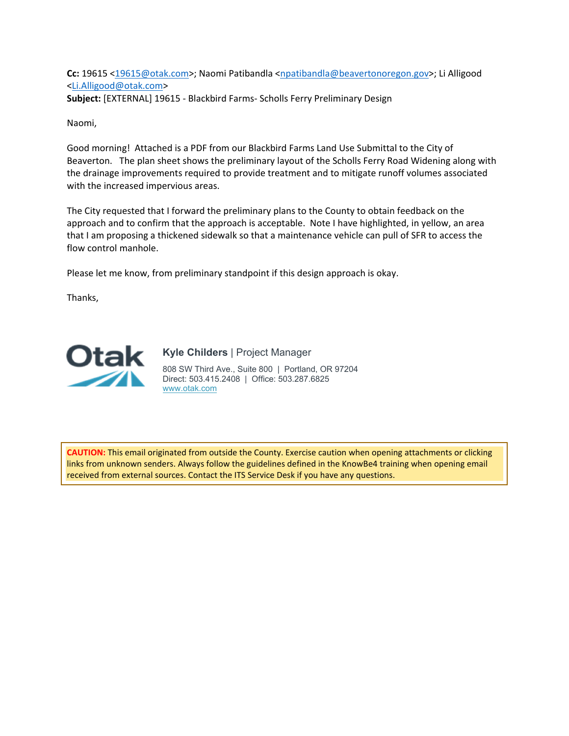**Cc:** 19615 <19615@otak.com>; Naomi Patibandla <npatibandla@beavertonoregon.gov>; Li Alligood <Li.Alligood@otak.com>
**Subject:** [EXTERNAL] 19615 - Blackbird Farms- Scholls Ferry Preliminary Design

Naomi,

Good morning! Attached is a PDF from our Blackbird Farms Land Use Submittal to the City of Beaverton. The plan sheet shows the preliminary layout of the Scholls Ferry Road Widening along with the drainage improvements required to provide treatment and to mitigate runoff volumes associated with the increased impervious areas.

The City requested that I forward the preliminary plans to the County to obtain feedback on the approach and to confirm that the approach is acceptable. Note I have highlighted, in yellow, an area that I am proposing a thickened sidewalk so that a maintenance vehicle can pull of SFR to access the flow control manhole.

Please let me know, from preliminary standpoint if this design approach is okay.

Thanks,

Otak

**Kyle Childers** | Project Manager
808 SW Third Ave., Suite 800 | Portland, OR 97204
Direct: 503.415.2408 | Office: 503.287.6825
www.otak.com

**CAUTION:** This email originated from outside the County. Exercise caution when opening attachments or clicking links from unknown senders. Always follow the guidelines defined in the KnowBe4 training when opening email received from external sources. Contact the ITS Service Desk if you have any questions.